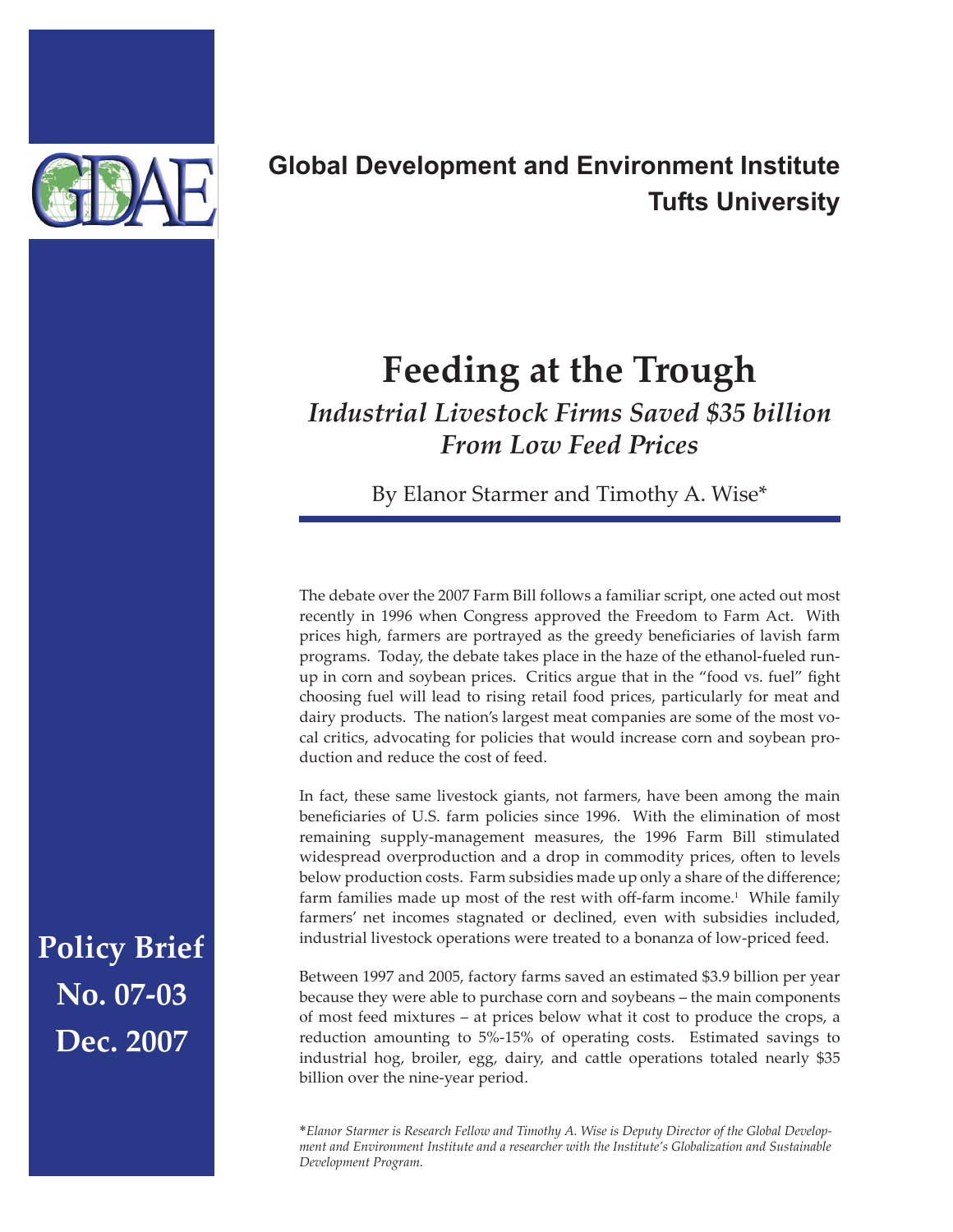**Global Development and Environment Institute**
**Tufts University**

# Feeding at the Trough

## *Industrial Livestock Firms Saved $35 billion From Low Feed Prices*

By Elanor Starmer and Timothy A. Wise*

**Policy Brief No. 07-03 Dec. 2007**

The debate over the 2007 Farm Bill follows a familiar script, one acted out most recently in 1996 when Congress approved the Freedom to Farm Act. With prices high, farmers are portrayed as the greedy beneficiaries of lavish farm programs. Today, the debate takes place in the haze of the ethanol-fueled run-up in corn and soybean prices. Critics argue that in the "food vs. fuel" fight choosing fuel will lead to rising retail food prices, particularly for meat and dairy products. The nation's largest meat companies are some of the most vocal critics, advocating for policies that would increase corn and soybean production and reduce the cost of feed.

In fact, these same livestock giants, not farmers, have been among the main beneficiaries of U.S. farm policies since 1996. With the elimination of most remaining supply-management measures, the 1996 Farm Bill stimulated widespread overproduction and a drop in commodity prices, often to levels below production costs. Farm subsidies made up only a share of the difference; farm families made up most of the rest with off-farm income.[1] While family farmers' net incomes stagnated or declined, even with subsidies included, industrial livestock operations were treated to a bonanza of low-priced feed.

Between 1997 and 2005, factory farms saved an estimated $3.9 billion per year because they were able to purchase corn and soybeans – the main components of most feed mixtures – at prices below what it cost to produce the crops, a reduction amounting to 5%-15% of operating costs. Estimated savings to industrial hog, broiler, egg, dairy, and cattle operations totaled nearly $35 billion over the nine-year period.

**Elanor Starmer is Research Fellow and Timothy A. Wise is Deputy Director of the Global Development and Environment Institute and a researcher with the Institute's Globalization and Sustainable Development Program.*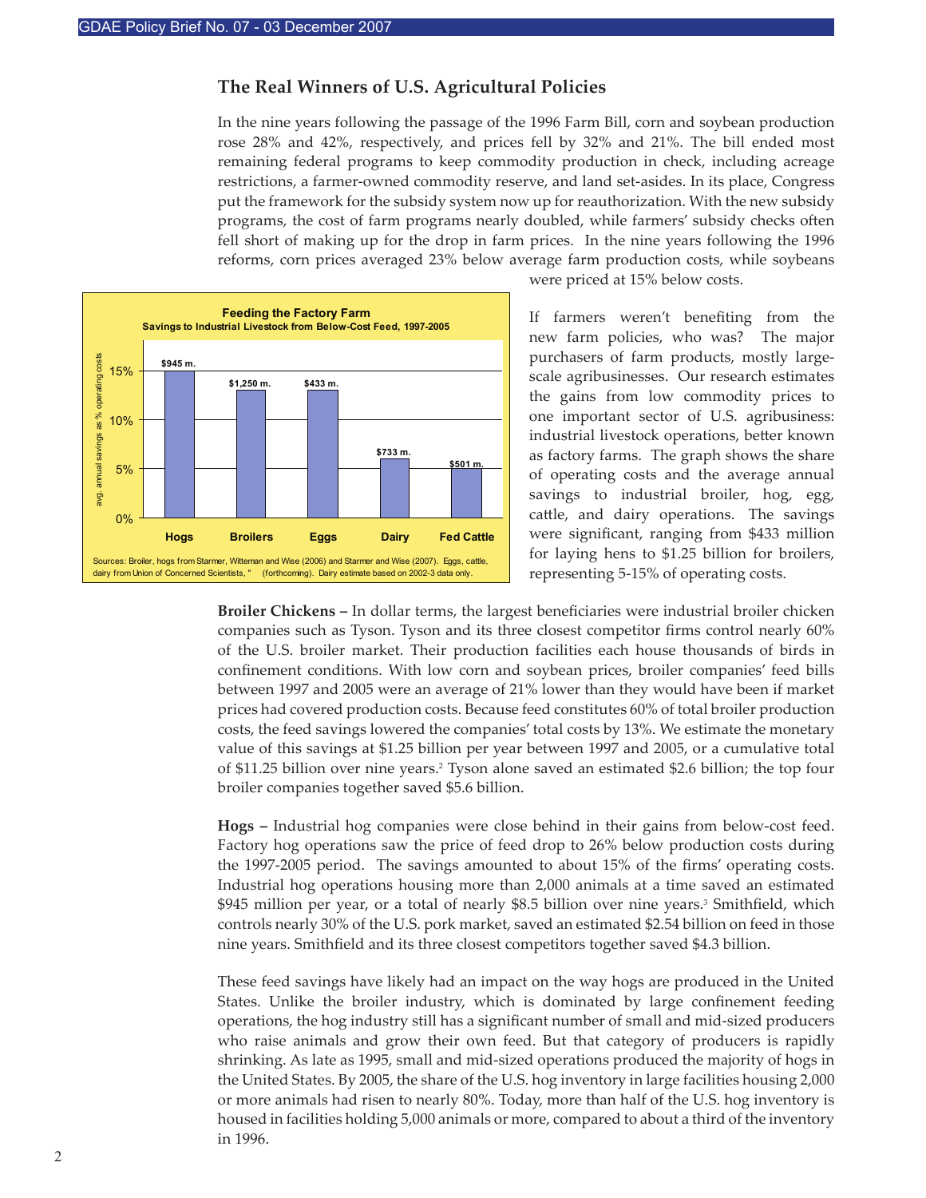## The Real Winners of U.S. Agricultural Policies

In the nine years following the passage of the 1996 Farm Bill, corn and soybean production rose 28% and 42%, respectively, and prices fell by 32% and 21%. The bill ended most remaining federal programs to keep commodity production in check, including acreage restrictions, a farmer-owned commodity reserve, and land set-asides. In its place, Congress put the framework for the subsidy system now up for reauthorization. With the new subsidy programs, the cost of farm programs nearly doubled, while farmers' subsidy checks often fell short of making up for the drop in farm prices. In the nine years following the 1996 reforms, corn prices averaged 23% below average farm production costs, while soybeans were priced at 15% below costs.

**Feeding the Factory Farm**
**Savings to Industrial Livestock from Below-Cost Feed, 1997-2005**

| | Hogs | Broilers | Eggs | Dairy | Fed Cattle |
|---|---|---|---|---|---|
| Avg. annual savings | $945 m. | $1,250 m. | $433 m. | $733 m. | $501 m. |

(Y-axis: avg. annual savings as % operating costs, 0%–15%)

Sources: Broiler, hogs from Starmer, Witteman and Wise (2006) and Starmer and Wise (2007). Eggs, cattle, dairy from Union of Concerned Scientists, " (forthcoming). Dairy estimate based on 2002-3 data only.

If farmers weren't benefiting from the new farm policies, who was? The major purchasers of farm products, mostly large-scale agribusinesses. Our research estimates the gains from low commodity prices to one important sector of U.S. agribusiness: industrial livestock operations, better known as factory farms. The graph shows the share of operating costs and the average annual savings to industrial broiler, hog, egg, cattle, and dairy operations. The savings were significant, ranging from $433 million for laying hens to $1.25 billion for broilers, representing 5-15% of operating costs.

**Broiler Chickens –** In dollar terms, the largest beneficiaries were industrial broiler chicken companies such as Tyson. Tyson and its three closest competitor firms control nearly 60% of the U.S. broiler market. Their production facilities each house thousands of birds in confinement conditions. With low corn and soybean prices, broiler companies' feed bills between 1997 and 2005 were an average of 21% lower than they would have been if market prices had covered production costs. Because feed constitutes 60% of total broiler production costs, the feed savings lowered the companies' total costs by 13%. We estimate the monetary value of this savings at $1.25 billion per year between 1997 and 2005, or a cumulative total of $11.25 billion over nine years.[2] Tyson alone saved an estimated $2.6 billion; the top four broiler companies together saved $5.6 billion.

**Hogs –** Industrial hog companies were close behind in their gains from below-cost feed. Factory hog operations saw the price of feed drop to 26% below production costs during the 1997-2005 period. The savings amounted to about 15% of the firms' operating costs. Industrial hog operations housing more than 2,000 animals at a time saved an estimated $945 million per year, or a total of nearly $8.5 billion over nine years.[3] Smithfield, which controls nearly 30% of the U.S. pork market, saved an estimated $2.54 billion on feed in those nine years. Smithfield and its three closest competitors together saved $4.3 billion.

These feed savings have likely had an impact on the way hogs are produced in the United States. Unlike the broiler industry, which is dominated by large confinement feeding operations, the hog industry still has a significant number of small and mid-sized producers who raise animals and grow their own feed. But that category of producers is rapidly shrinking. As late as 1995, small and mid-sized operations produced the majority of hogs in the United States. By 2005, the share of the U.S. hog inventory in large facilities housing 2,000 or more animals had risen to nearly 80%. Today, more than half of the U.S. hog inventory is housed in facilities holding 5,000 animals or more, compared to about a third of the inventory in 1996.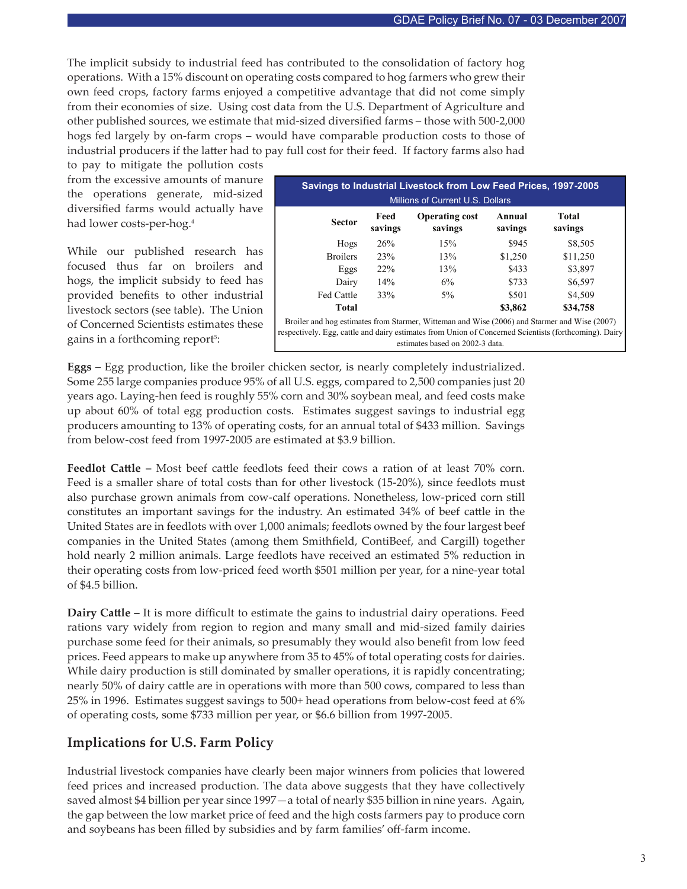The implicit subsidy to industrial feed has contributed to the consolidation of factory hog operations. With a 15% discount on operating costs compared to hog farmers who grew their own feed crops, factory farms enjoyed a competitive advantage that did not come simply from their economies of size. Using cost data from the U.S. Department of Agriculture and other published sources, we estimate that mid-sized diversified farms – those with 500-2,000 hogs fed largely by on-farm crops – would have comparable production costs to those of industrial producers if the latter had to pay full cost for their feed. If factory farms also had to pay to mitigate the pollution costs from the excessive amounts of manure the operations generate, mid-sized diversified farms would actually have had lower costs-per-hog.[4]

While our published research has focused thus far on broilers and hogs, the implicit subsidy to feed has provided benefits to other industrial livestock sectors (see table). The Union of Concerned Scientists estimates these gains in a forthcoming report[5]:

**Savings to Industrial Livestock from Low Feed Prices, 1997-2005**
Millions of Current U.S. Dollars

| Sector | Feed savings | Operating cost savings | Annual savings | Total savings |
|---|---|---|---|---|
| Hogs | 26% | 15% | $945 | $8,505 |
| Broilers | 23% | 13% | $1,250 | $11,250 |
| Eggs | 22% | 13% | $433 | $3,897 |
| Dairy | 14% | 6% | $733 | $6,597 |
| Fed Cattle | 33% | 5% | $501 | $4,509 |
| **Total** | | | **$3,862** | **$34,758** |

Broiler and hog estimates from Starmer, Witteman and Wise (2006) and Starmer and Wise (2007) respectively. Egg, cattle and dairy estimates from Union of Concerned Scientists (forthcoming). Dairy estimates based on 2002-3 data.

**Eggs –** Egg production, like the broiler chicken sector, is nearly completely industrialized. Some 255 large companies produce 95% of all U.S. eggs, compared to 2,500 companies just 20 years ago. Laying-hen feed is roughly 55% corn and 30% soybean meal, and feed costs make up about 60% of total egg production costs. Estimates suggest savings to industrial egg producers amounting to 13% of operating costs, for an annual total of $433 million. Savings from below-cost feed from 1997-2005 are estimated at $3.9 billion.

**Feedlot Cattle –** Most beef cattle feedlots feed their cows a ration of at least 70% corn. Feed is a smaller share of total costs than for other livestock (15-20%), since feedlots must also purchase grown animals from cow-calf operations. Nonetheless, low-priced corn still constitutes an important savings for the industry. An estimated 34% of beef cattle in the United States are in feedlots with over 1,000 animals; feedlots owned by the four largest beef companies in the United States (among them Smithfield, ContiBeef, and Cargill) together hold nearly 2 million animals. Large feedlots have received an estimated 5% reduction in their operating costs from low-priced feed worth $501 million per year, for a nine-year total of $4.5 billion.

**Dairy Cattle –** It is more difficult to estimate the gains to industrial dairy operations. Feed rations vary widely from region to region and many small and mid-sized family dairies purchase some feed for their animals, so presumably they would also benefit from low feed prices. Feed appears to make up anywhere from 35 to 45% of total operating costs for dairies. While dairy production is still dominated by smaller operations, it is rapidly concentrating; nearly 50% of dairy cattle are in operations with more than 500 cows, compared to less than 25% in 1996. Estimates suggest savings to 500+ head operations from below-cost feed at 6% of operating costs, some $733 million per year, or $6.6 billion from 1997-2005.

## Implications for U.S. Farm Policy

Industrial livestock companies have clearly been major winners from policies that lowered feed prices and increased production. The data above suggests that they have collectively saved almost $4 billion per year since 1997—a total of nearly $35 billion in nine years. Again, the gap between the low market price of feed and the high costs farmers pay to produce corn and soybeans has been filled by subsidies and by farm families' off-farm income.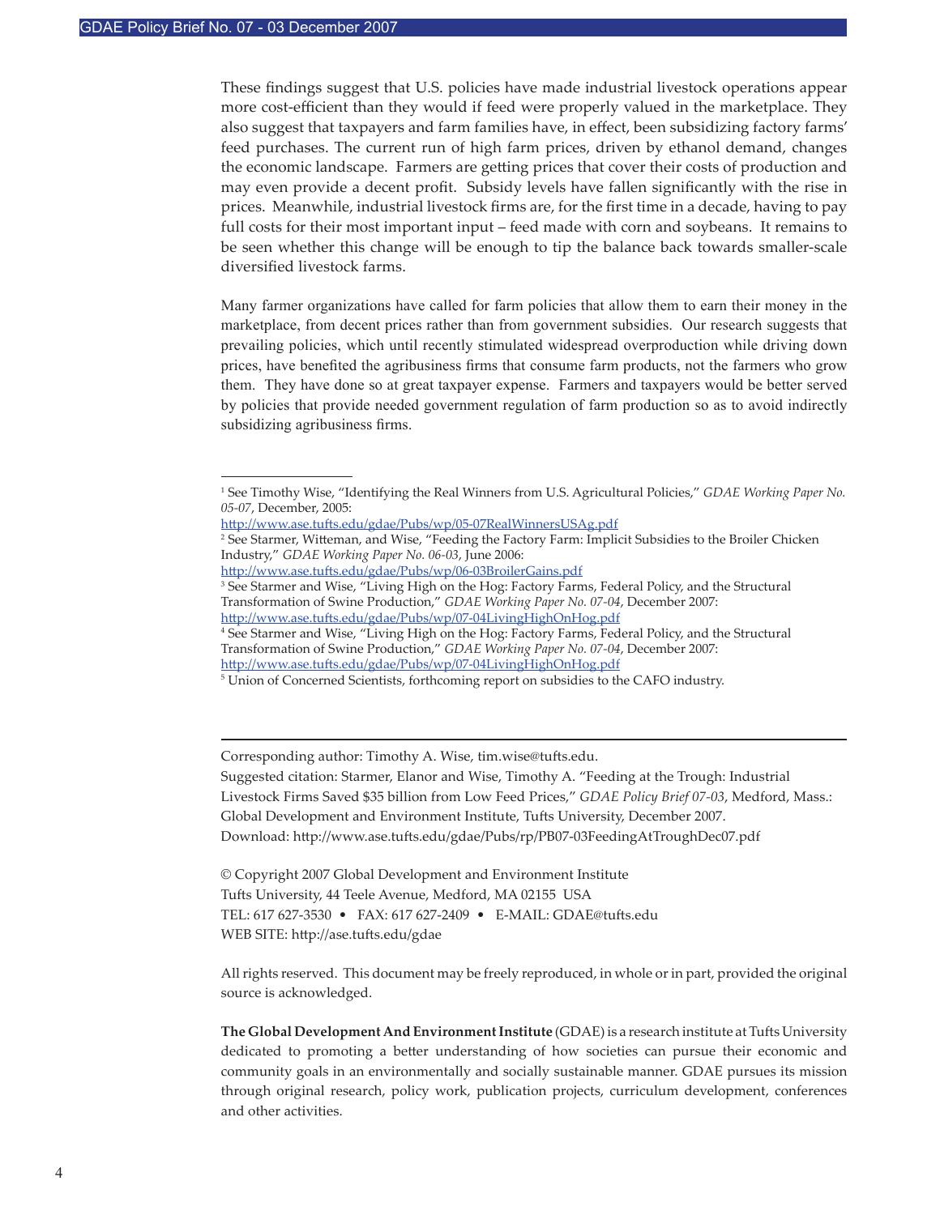These findings suggest that U.S. policies have made industrial livestock operations appear more cost-efficient than they would if feed were properly valued in the marketplace. They also suggest that taxpayers and farm families have, in effect, been subsidizing factory farms' feed purchases. The current run of high farm prices, driven by ethanol demand, changes the economic landscape. Farmers are getting prices that cover their costs of production and may even provide a decent profit. Subsidy levels have fallen significantly with the rise in prices. Meanwhile, industrial livestock firms are, for the first time in a decade, having to pay full costs for their most important input – feed made with corn and soybeans. It remains to be seen whether this change will be enough to tip the balance back towards smaller-scale diversified livestock farms.

Many farmer organizations have called for farm policies that allow them to earn their money in the marketplace, from decent prices rather than from government subsidies. Our research suggests that prevailing policies, which until recently stimulated widespread overproduction while driving down prices, have benefited the agribusiness firms that consume farm products, not the farmers who grow them. They have done so at great taxpayer expense. Farmers and taxpayers would be better served by policies that provide needed government regulation of farm production so as to avoid indirectly subsidizing agribusiness firms.

---

[1] See Timothy Wise, "Identifying the Real Winners from U.S. Agricultural Policies," *GDAE Working Paper No. 05-07*, December, 2005: http://www.ase.tufts.edu/gdae/Pubs/wp/05-07RealWinnersUSAg.pdf

[2] See Starmer, Witteman, and Wise, "Feeding the Factory Farm: Implicit Subsidies to the Broiler Chicken Industry," *GDAE Working Paper No. 06-03*, June 2006: http://www.ase.tufts.edu/gdae/Pubs/wp/06-03BroilerGains.pdf

[3] See Starmer and Wise, "Living High on the Hog: Factory Farms, Federal Policy, and the Structural Transformation of Swine Production," *GDAE Working Paper No. 07-04*, December 2007: http://www.ase.tufts.edu/gdae/Pubs/wp/07-04LivingHighOnHog.pdf

[4] See Starmer and Wise, "Living High on the Hog: Factory Farms, Federal Policy, and the Structural Transformation of Swine Production," *GDAE Working Paper No. 07-04*, December 2007: http://www.ase.tufts.edu/gdae/Pubs/wp/07-04LivingHighOnHog.pdf

[5] Union of Concerned Scientists, forthcoming report on subsidies to the CAFO industry.

---

Corresponding author: Timothy A. Wise, tim.wise@tufts.edu.
Suggested citation: Starmer, Elanor and Wise, Timothy A. "Feeding at the Trough: Industrial Livestock Firms Saved $35 billion from Low Feed Prices," *GDAE Policy Brief 07-03*, Medford, Mass.: Global Development and Environment Institute, Tufts University, December 2007.
Download: http://www.ase.tufts.edu/gdae/Pubs/rp/PB07-03FeedingAtTroughDec07.pdf

© Copyright 2007 Global Development and Environment Institute
Tufts University, 44 Teele Avenue, Medford, MA 02155 USA
TEL: 617 627-3530 • FAX: 617 627-2409 • E-MAIL: GDAE@tufts.edu
WEB SITE: http://ase.tufts.edu/gdae

All rights reserved. This document may be freely reproduced, in whole or in part, provided the original source is acknowledged.

**The Global Development And Environment Institute** (GDAE) is a research institute at Tufts University dedicated to promoting a better understanding of how societies can pursue their economic and community goals in an environmentally and socially sustainable manner. GDAE pursues its mission through original research, policy work, publication projects, curriculum development, conferences and other activities.